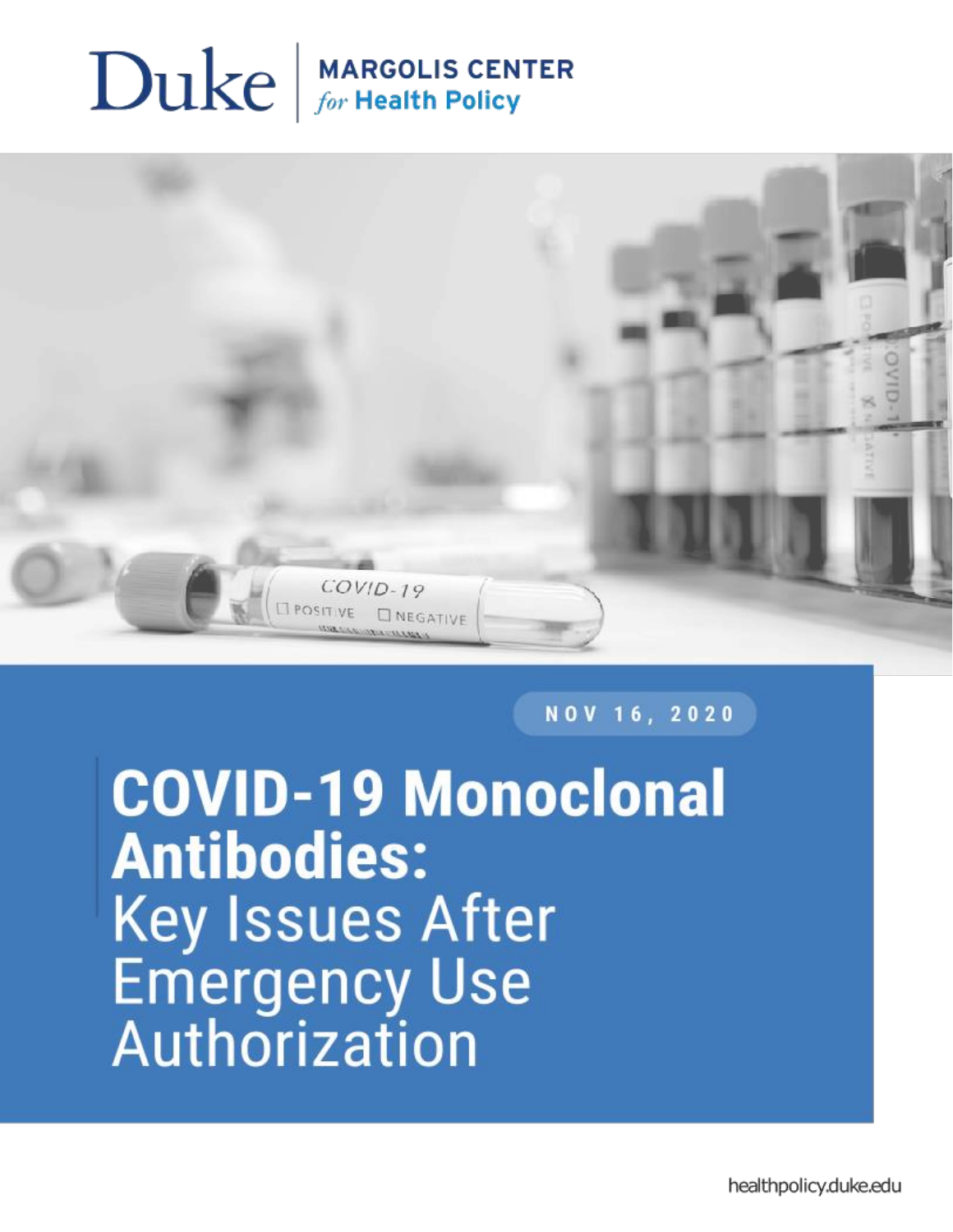Duke | MARGOLIS CENTER *for* Health Policy

NOV 16, 2020

# COVID-19 Monoclonal Antibodies: Key Issues After Emergency Use Authorization

healthpolicy.duke.edu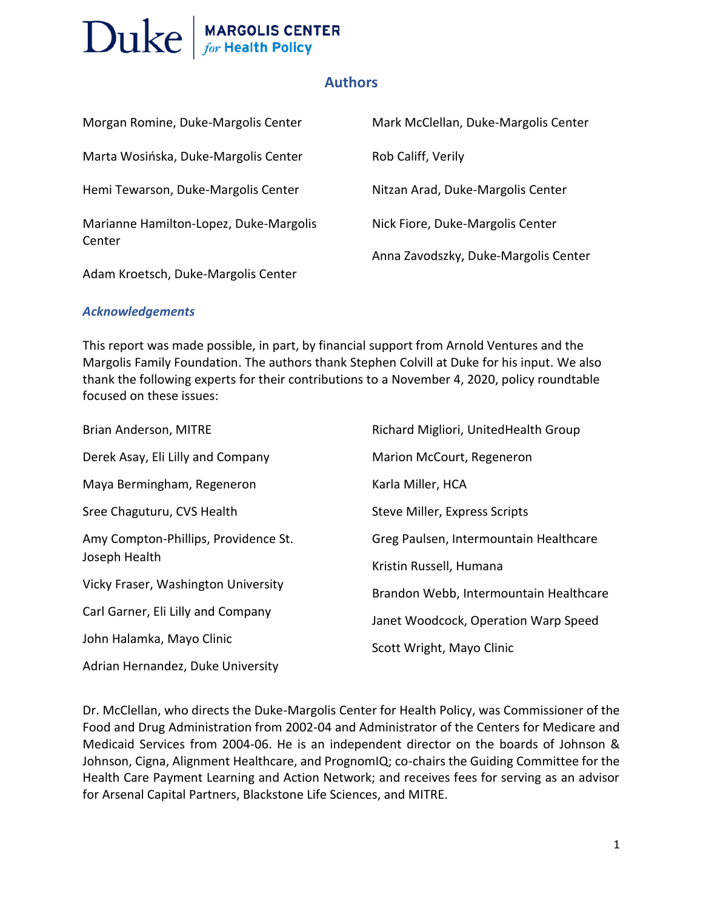## Authors

Morgan Romine, Duke-Margolis Center

Marta Wosińska, Duke-Margolis Center

Hemi Tewarson, Duke-Margolis Center

Marianne Hamilton-Lopez, Duke-Margolis Center

Adam Kroetsch, Duke-Margolis Center

Mark McClellan, Duke-Margolis Center

Rob Califf, Verily

Nitzan Arad, Duke-Margolis Center

Nick Fiore, Duke-Margolis Center

Anna Zavodszky, Duke-Margolis Center

### *Acknowledgements*

This report was made possible, in part, by financial support from Arnold Ventures and the Margolis Family Foundation. The authors thank Stephen Colvill at Duke for his input. We also thank the following experts for their contributions to a November 4, 2020, policy roundtable focused on these issues:

Brian Anderson, MITRE

Derek Asay, Eli Lilly and Company

Maya Bermingham, Regeneron

Sree Chaguturu, CVS Health

Amy Compton-Phillips, Providence St. Joseph Health

Vicky Fraser, Washington University

Carl Garner, Eli Lilly and Company

John Halamka, Mayo Clinic

Adrian Hernandez, Duke University

Richard Migliori, UnitedHealth Group

Marion McCourt, Regeneron

Karla Miller, HCA

Steve Miller, Express Scripts

Greg Paulsen, Intermountain Healthcare

Kristin Russell, Humana

Brandon Webb, Intermountain Healthcare

Janet Woodcock, Operation Warp Speed

Scott Wright, Mayo Clinic

Dr. McClellan, who directs the Duke-Margolis Center for Health Policy, was Commissioner of the Food and Drug Administration from 2002-04 and Administrator of the Centers for Medicare and Medicaid Services from 2004-06. He is an independent director on the boards of Johnson & Johnson, Cigna, Alignment Healthcare, and PrognomIQ; co-chairs the Guiding Committee for the Health Care Payment Learning and Action Network; and receives fees for serving as an advisor for Arsenal Capital Partners, Blackstone Life Sciences, and MITRE.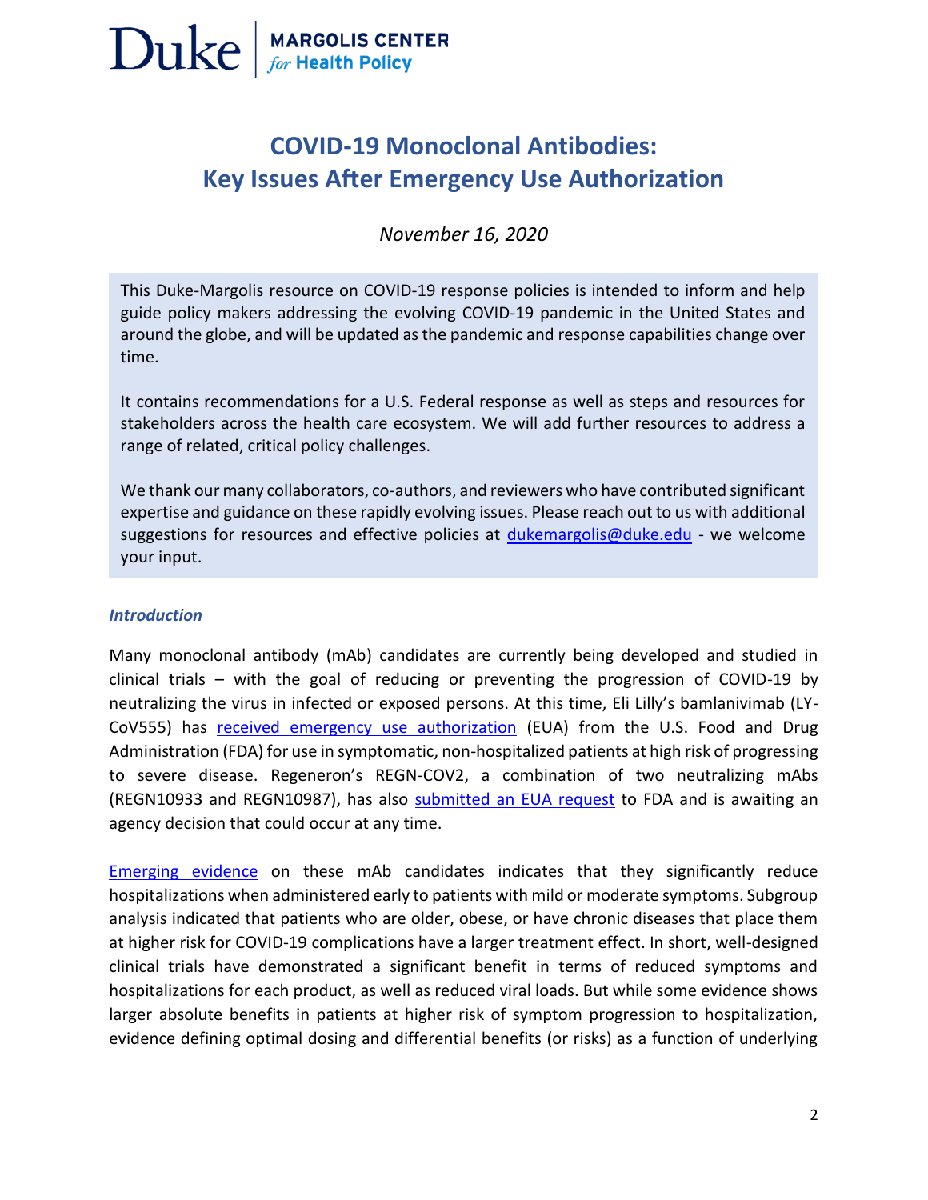# COVID-19 Monoclonal Antibodies: Key Issues After Emergency Use Authorization

*November 16, 2020*

This Duke-Margolis resource on COVID-19 response policies is intended to inform and help guide policy makers addressing the evolving COVID-19 pandemic in the United States and around the globe, and will be updated as the pandemic and response capabilities change over time.

It contains recommendations for a U.S. Federal response as well as steps and resources for stakeholders across the health care ecosystem. We will add further resources to address a range of related, critical policy challenges.

We thank our many collaborators, co-authors, and reviewers who have contributed significant expertise and guidance on these rapidly evolving issues. Please reach out to us with additional suggestions for resources and effective policies at dukemargolis@duke.edu - we welcome your input.

### *Introduction*

Many monoclonal antibody (mAb) candidates are currently being developed and studied in clinical trials – with the goal of reducing or preventing the progression of COVID-19 by neutralizing the virus in infected or exposed persons. At this time, Eli Lilly's bamlanivimab (LY-CoV555) has received emergency use authorization (EUA) from the U.S. Food and Drug Administration (FDA) for use in symptomatic, non-hospitalized patients at high risk of progressing to severe disease. Regeneron's REGN-COV2, a combination of two neutralizing mAbs (REGN10933 and REGN10987), has also submitted an EUA request to FDA and is awaiting an agency decision that could occur at any time.

Emerging evidence on these mAb candidates indicates that they significantly reduce hospitalizations when administered early to patients with mild or moderate symptoms. Subgroup analysis indicated that patients who are older, obese, or have chronic diseases that place them at higher risk for COVID-19 complications have a larger treatment effect. In short, well-designed clinical trials have demonstrated a significant benefit in terms of reduced symptoms and hospitalizations for each product, as well as reduced viral loads. But while some evidence shows larger absolute benefits in patients at higher risk of symptom progression to hospitalization, evidence defining optimal dosing and differential benefits (or risks) as a function of underlying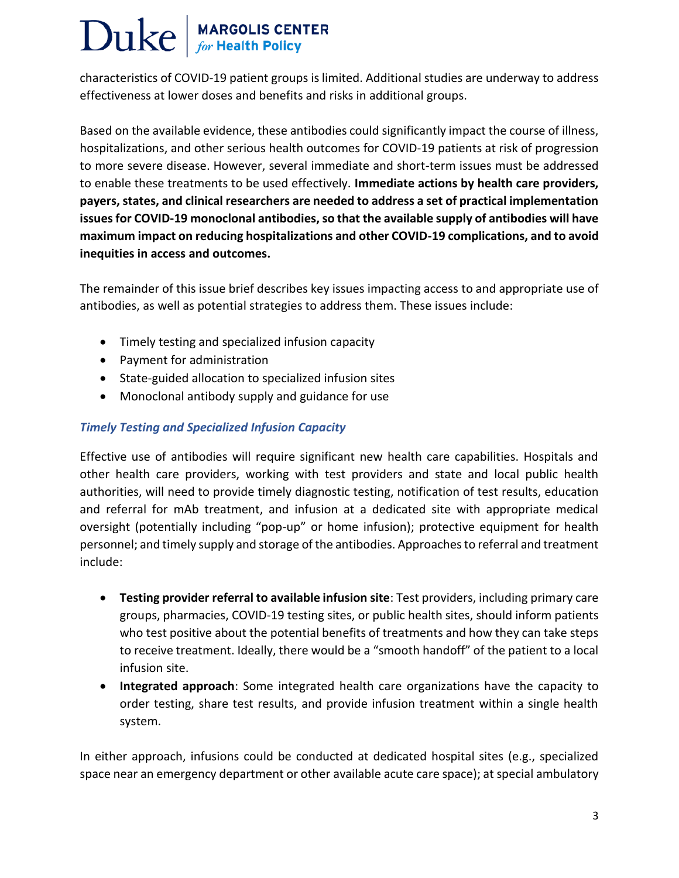characteristics of COVID-19 patient groups is limited. Additional studies are underway to address effectiveness at lower doses and benefits and risks in additional groups.

Based on the available evidence, these antibodies could significantly impact the course of illness, hospitalizations, and other serious health outcomes for COVID-19 patients at risk of progression to more severe disease. However, several immediate and short-term issues must be addressed to enable these treatments to be used effectively. **Immediate actions by health care providers, payers, states, and clinical researchers are needed to address a set of practical implementation issues for COVID-19 monoclonal antibodies, so that the available supply of antibodies will have maximum impact on reducing hospitalizations and other COVID-19 complications, and to avoid inequities in access and outcomes.**

The remainder of this issue brief describes key issues impacting access to and appropriate use of antibodies, as well as potential strategies to address them. These issues include:

- Timely testing and specialized infusion capacity
- Payment for administration
- State-guided allocation to specialized infusion sites
- Monoclonal antibody supply and guidance for use

### *Timely Testing and Specialized Infusion Capacity*

Effective use of antibodies will require significant new health care capabilities. Hospitals and other health care providers, working with test providers and state and local public health authorities, will need to provide timely diagnostic testing, notification of test results, education and referral for mAb treatment, and infusion at a dedicated site with appropriate medical oversight (potentially including "pop-up" or home infusion); protective equipment for health personnel; and timely supply and storage of the antibodies. Approaches to referral and treatment include:

- **Testing provider referral to available infusion site**: Test providers, including primary care groups, pharmacies, COVID-19 testing sites, or public health sites, should inform patients who test positive about the potential benefits of treatments and how they can take steps to receive treatment. Ideally, there would be a "smooth handoff" of the patient to a local infusion site.
- **Integrated approach**: Some integrated health care organizations have the capacity to order testing, share test results, and provide infusion treatment within a single health system.

In either approach, infusions could be conducted at dedicated hospital sites (e.g., specialized space near an emergency department or other available acute care space); at special ambulatory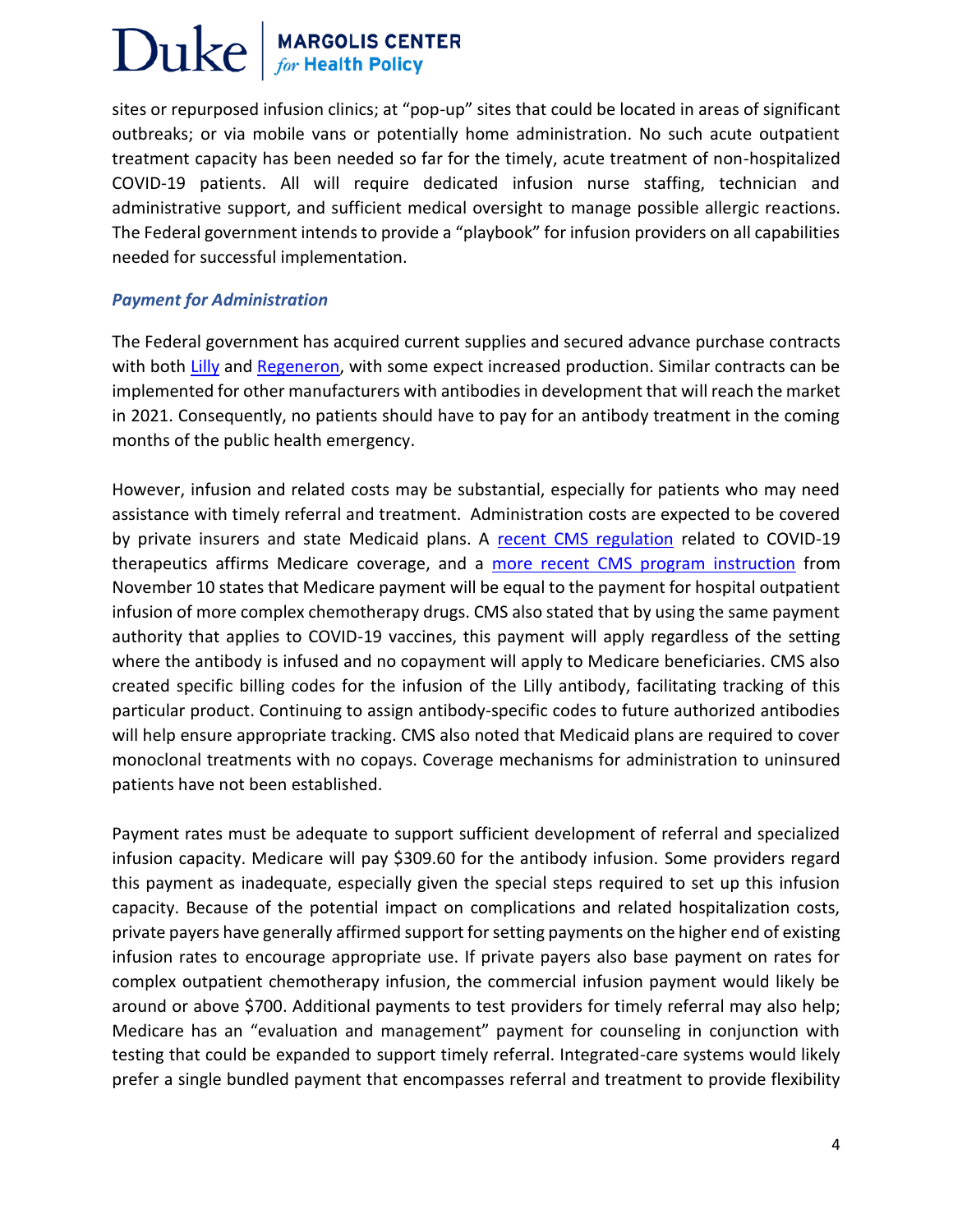sites or repurposed infusion clinics; at "pop-up" sites that could be located in areas of significant outbreaks; or via mobile vans or potentially home administration. No such acute outpatient treatment capacity has been needed so far for the timely, acute treatment of non-hospitalized COVID-19 patients. All will require dedicated infusion nurse staffing, technician and administrative support, and sufficient medical oversight to manage possible allergic reactions. The Federal government intends to provide a "playbook" for infusion providers on all capabilities needed for successful implementation.

### *Payment for Administration*

The Federal government has acquired current supplies and secured advance purchase contracts with both Lilly and Regeneron, with some expect increased production. Similar contracts can be implemented for other manufacturers with antibodies in development that will reach the market in 2021. Consequently, no patients should have to pay for an antibody treatment in the coming months of the public health emergency.

However, infusion and related costs may be substantial, especially for patients who may need assistance with timely referral and treatment. Administration costs are expected to be covered by private insurers and state Medicaid plans. A recent CMS regulation related to COVID-19 therapeutics affirms Medicare coverage, and a more recent CMS program instruction from November 10 states that Medicare payment will be equal to the payment for hospital outpatient infusion of more complex chemotherapy drugs. CMS also stated that by using the same payment authority that applies to COVID-19 vaccines, this payment will apply regardless of the setting where the antibody is infused and no copayment will apply to Medicare beneficiaries. CMS also created specific billing codes for the infusion of the Lilly antibody, facilitating tracking of this particular product. Continuing to assign antibody-specific codes to future authorized antibodies will help ensure appropriate tracking. CMS also noted that Medicaid plans are required to cover monoclonal treatments with no copays. Coverage mechanisms for administration to uninsured patients have not been established.

Payment rates must be adequate to support sufficient development of referral and specialized infusion capacity. Medicare will pay $309.60 for the antibody infusion. Some providers regard this payment as inadequate, especially given the special steps required to set up this infusion capacity. Because of the potential impact on complications and related hospitalization costs, private payers have generally affirmed support for setting payments on the higher end of existing infusion rates to encourage appropriate use. If private payers also base payment on rates for complex outpatient chemotherapy infusion, the commercial infusion payment would likely be around or above $700. Additional payments to test providers for timely referral may also help; Medicare has an "evaluation and management" payment for counseling in conjunction with testing that could be expanded to support timely referral. Integrated-care systems would likely prefer a single bundled payment that encompasses referral and treatment to provide flexibility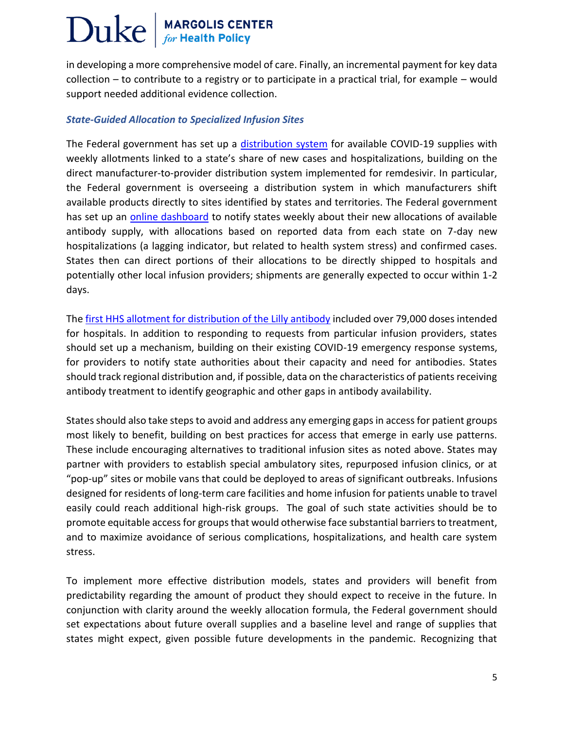in developing a more comprehensive model of care. Finally, an incremental payment for key data collection – to contribute to a registry or to participate in a practical trial, for example – would support needed additional evidence collection.

### *State-Guided Allocation to Specialized Infusion Sites*

The Federal government has set up a [distribution system](#) for available COVID-19 supplies with weekly allotments linked to a state's share of new cases and hospitalizations, building on the direct manufacturer-to-provider distribution system implemented for remdesivir. In particular, the Federal government is overseeing a distribution system in which manufacturers shift available products directly to sites identified by states and territories. The Federal government has set up an [online dashboard](#) to notify states weekly about their new allocations of available antibody supply, with allocations based on reported data from each state on 7-day new hospitalizations (a lagging indicator, but related to health system stress) and confirmed cases. States then can direct portions of their allocations to be directly shipped to hospitals and potentially other local infusion providers; shipments are generally expected to occur within 1-2 days.

The [first HHS allotment for distribution of the Lilly antibody](#) included over 79,000 doses intended for hospitals. In addition to responding to requests from particular infusion providers, states should set up a mechanism, building on their existing COVID-19 emergency response systems, for providers to notify state authorities about their capacity and need for antibodies. States should track regional distribution and, if possible, data on the characteristics of patients receiving antibody treatment to identify geographic and other gaps in antibody availability.

States should also take steps to avoid and address any emerging gaps in access for patient groups most likely to benefit, building on best practices for access that emerge in early use patterns. These include encouraging alternatives to traditional infusion sites as noted above. States may partner with providers to establish special ambulatory sites, repurposed infusion clinics, or at "pop-up" sites or mobile vans that could be deployed to areas of significant outbreaks. Infusions designed for residents of long-term care facilities and home infusion for patients unable to travel easily could reach additional high-risk groups. The goal of such state activities should be to promote equitable access for groups that would otherwise face substantial barriers to treatment, and to maximize avoidance of serious complications, hospitalizations, and health care system stress.

To implement more effective distribution models, states and providers will benefit from predictability regarding the amount of product they should expect to receive in the future. In conjunction with clarity around the weekly allocation formula, the Federal government should set expectations about future overall supplies and a baseline level and range of supplies that states might expect, given possible future developments in the pandemic. Recognizing that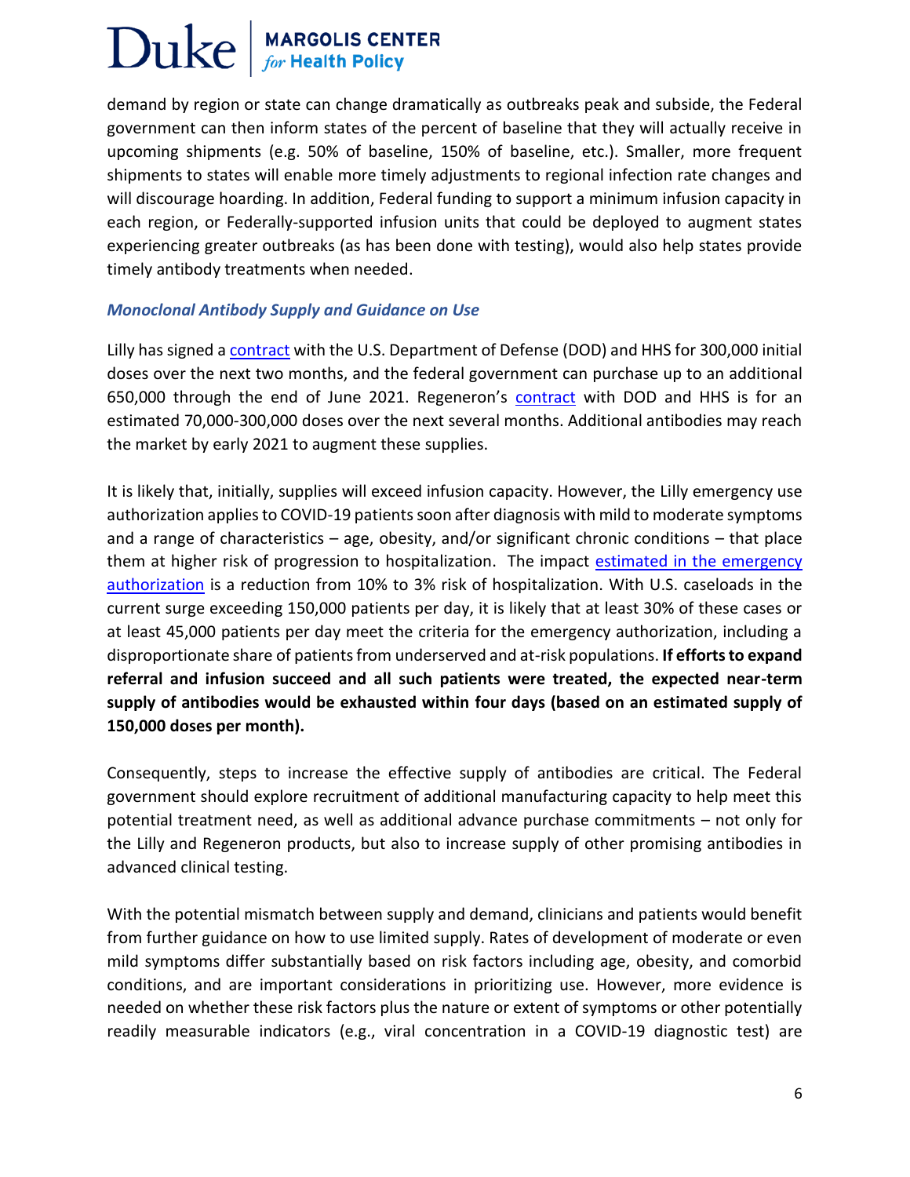demand by region or state can change dramatically as outbreaks peak and subside, the Federal government can then inform states of the percent of baseline that they will actually receive in upcoming shipments (e.g. 50% of baseline, 150% of baseline, etc.). Smaller, more frequent shipments to states will enable more timely adjustments to regional infection rate changes and will discourage hoarding. In addition, Federal funding to support a minimum infusion capacity in each region, or Federally-supported infusion units that could be deployed to augment states experiencing greater outbreaks (as has been done with testing), would also help states provide timely antibody treatments when needed.

### *Monoclonal Antibody Supply and Guidance on Use*

Lilly has signed a contract with the U.S. Department of Defense (DOD) and HHS for 300,000 initial doses over the next two months, and the federal government can purchase up to an additional 650,000 through the end of June 2021. Regeneron's contract with DOD and HHS is for an estimated 70,000-300,000 doses over the next several months. Additional antibodies may reach the market by early 2021 to augment these supplies.

It is likely that, initially, supplies will exceed infusion capacity. However, the Lilly emergency use authorization applies to COVID-19 patients soon after diagnosis with mild to moderate symptoms and a range of characteristics – age, obesity, and/or significant chronic conditions – that place them at higher risk of progression to hospitalization. The impact estimated in the emergency authorization is a reduction from 10% to 3% risk of hospitalization. With U.S. caseloads in the current surge exceeding 150,000 patients per day, it is likely that at least 30% of these cases or at least 45,000 patients per day meet the criteria for the emergency authorization, including a disproportionate share of patients from underserved and at-risk populations. **If efforts to expand referral and infusion succeed and all such patients were treated, the expected near-term supply of antibodies would be exhausted within four days (based on an estimated supply of 150,000 doses per month).**

Consequently, steps to increase the effective supply of antibodies are critical. The Federal government should explore recruitment of additional manufacturing capacity to help meet this potential treatment need, as well as additional advance purchase commitments – not only for the Lilly and Regeneron products, but also to increase supply of other promising antibodies in advanced clinical testing.

With the potential mismatch between supply and demand, clinicians and patients would benefit from further guidance on how to use limited supply. Rates of development of moderate or even mild symptoms differ substantially based on risk factors including age, obesity, and comorbid conditions, and are important considerations in prioritizing use. However, more evidence is needed on whether these risk factors plus the nature or extent of symptoms or other potentially readily measurable indicators (e.g., viral concentration in a COVID-19 diagnostic test) are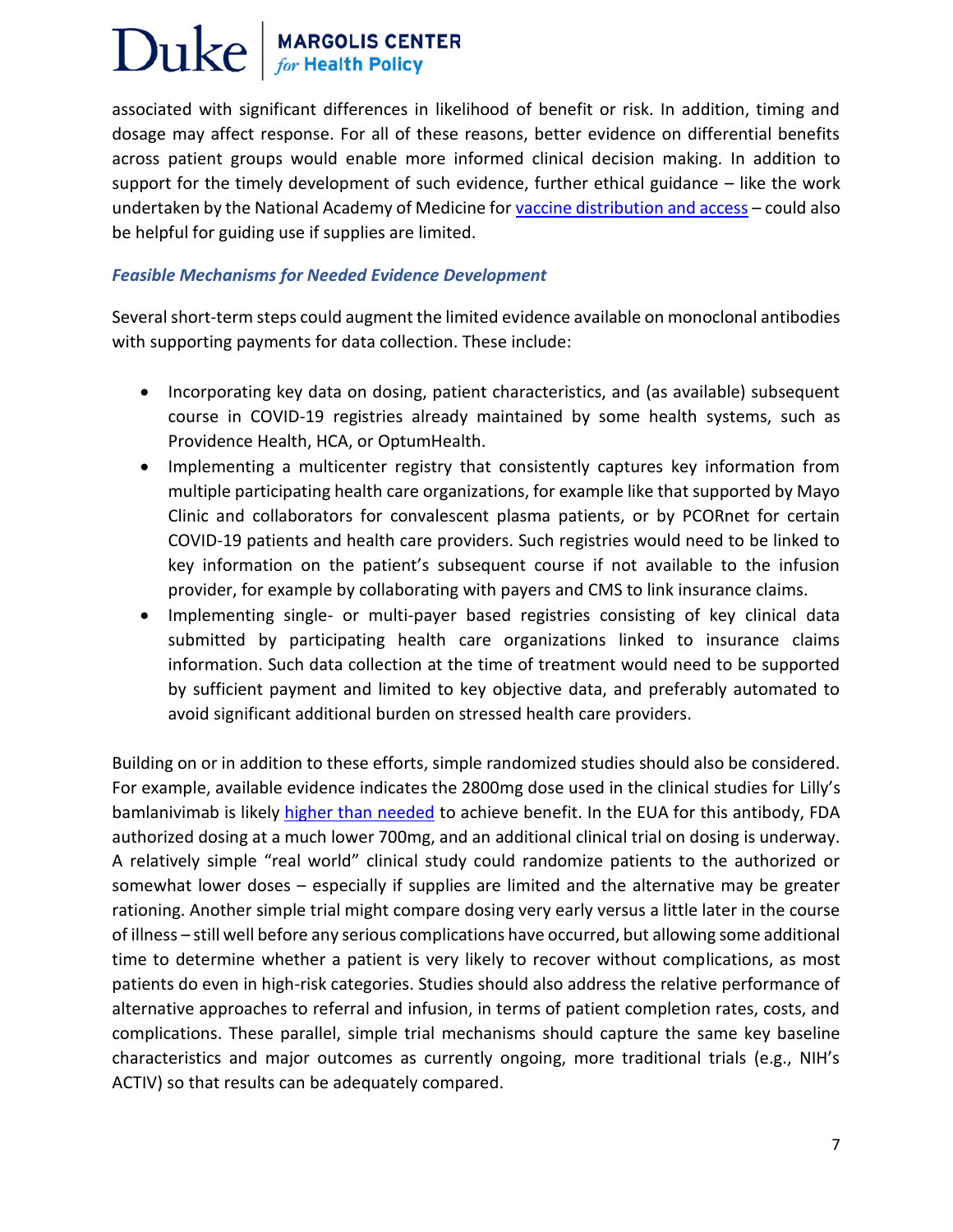associated with significant differences in likelihood of benefit or risk. In addition, timing and dosage may affect response. For all of these reasons, better evidence on differential benefits across patient groups would enable more informed clinical decision making. In addition to support for the timely development of such evidence, further ethical guidance – like the work undertaken by the National Academy of Medicine for vaccine distribution and access – could also be helpful for guiding use if supplies are limited.

### *Feasible Mechanisms for Needed Evidence Development*

Several short-term steps could augment the limited evidence available on monoclonal antibodies with supporting payments for data collection. These include:

- Incorporating key data on dosing, patient characteristics, and (as available) subsequent course in COVID-19 registries already maintained by some health systems, such as Providence Health, HCA, or OptumHealth.
- Implementing a multicenter registry that consistently captures key information from multiple participating health care organizations, for example like that supported by Mayo Clinic and collaborators for convalescent plasma patients, or by PCORnet for certain COVID-19 patients and health care providers. Such registries would need to be linked to key information on the patient's subsequent course if not available to the infusion provider, for example by collaborating with payers and CMS to link insurance claims.
- Implementing single- or multi-payer based registries consisting of key clinical data submitted by participating health care organizations linked to insurance claims information. Such data collection at the time of treatment would need to be supported by sufficient payment and limited to key objective data, and preferably automated to avoid significant additional burden on stressed health care providers.

Building on or in addition to these efforts, simple randomized studies should also be considered. For example, available evidence indicates the 2800mg dose used in the clinical studies for Lilly's bamlanivimab is likely higher than needed to achieve benefit. In the EUA for this antibody, FDA authorized dosing at a much lower 700mg, and an additional clinical trial on dosing is underway. A relatively simple "real world" clinical study could randomize patients to the authorized or somewhat lower doses – especially if supplies are limited and the alternative may be greater rationing. Another simple trial might compare dosing very early versus a little later in the course of illness – still well before any serious complications have occurred, but allowing some additional time to determine whether a patient is very likely to recover without complications, as most patients do even in high-risk categories. Studies should also address the relative performance of alternative approaches to referral and infusion, in terms of patient completion rates, costs, and complications. These parallel, simple trial mechanisms should capture the same key baseline characteristics and major outcomes as currently ongoing, more traditional trials (e.g., NIH's ACTIV) so that results can be adequately compared.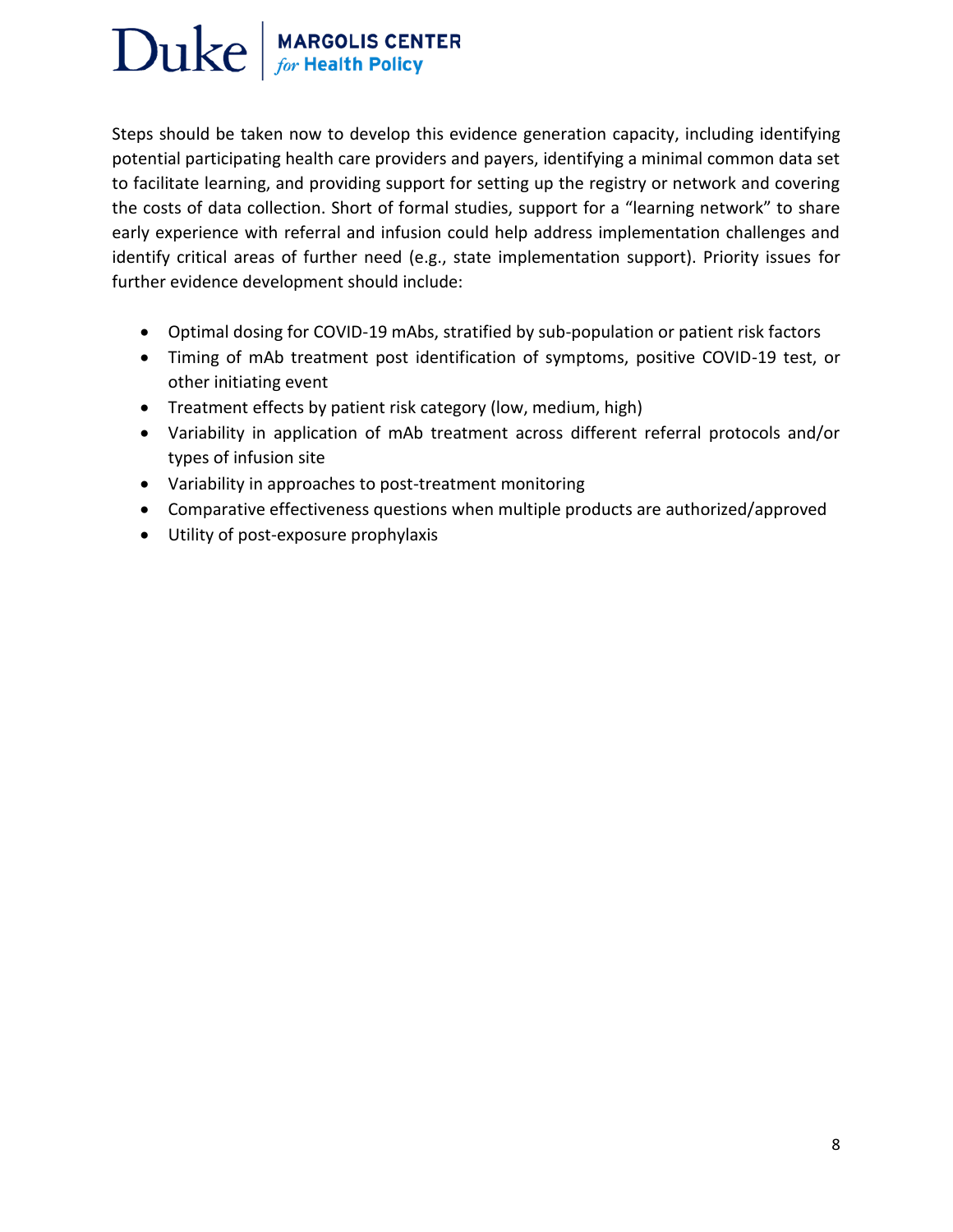Steps should be taken now to develop this evidence generation capacity, including identifying potential participating health care providers and payers, identifying a minimal common data set to facilitate learning, and providing support for setting up the registry or network and covering the costs of data collection. Short of formal studies, support for a "learning network" to share early experience with referral and infusion could help address implementation challenges and identify critical areas of further need (e.g., state implementation support). Priority issues for further evidence development should include:

- Optimal dosing for COVID-19 mAbs, stratified by sub-population or patient risk factors
- Timing of mAb treatment post identification of symptoms, positive COVID-19 test, or other initiating event
- Treatment effects by patient risk category (low, medium, high)
- Variability in application of mAb treatment across different referral protocols and/or types of infusion site
- Variability in approaches to post-treatment monitoring
- Comparative effectiveness questions when multiple products are authorized/approved
- Utility of post-exposure prophylaxis